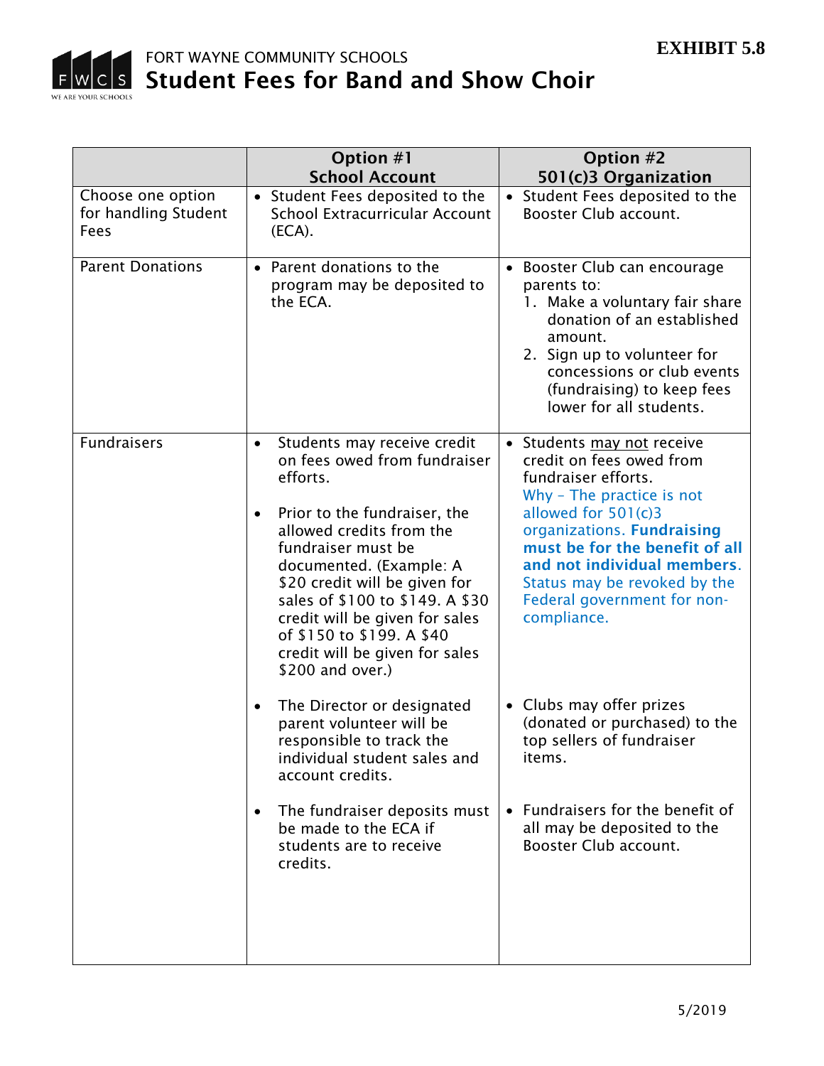**EXHIBIT 5.8**

FORT WAYNE COMMUNITY SCHOOLS

# Student Fees for Band and Show Choir

| | Option #1<br>School Account | Option #2<br>501(c)3 Organization |
|---|---|---|
| Choose one option for handling Student Fees | • Student Fees deposited to the School Extracurricular Account (ECA). | • Student Fees deposited to the Booster Club account. |
| Parent Donations | • Parent donations to the program may be deposited to the ECA. | • Booster Club can encourage parents to:<br>1. Make a voluntary fair share donation of an established amount.<br>2. Sign up to volunteer for concessions or club events (fundraising) to keep fees lower for all students. |
| Fundraisers | • Students may receive credit on fees owed from fundraiser efforts.<br><br>• Prior to the fundraiser, the allowed credits from the fundraiser must be documented. (Example: A $20 credit will be given for sales of $100 to $149. A $30 credit will be given for sales of $150 to $199. A $40 credit will be given for sales $200 and over.)<br><br>• The Director or designated parent volunteer will be responsible to track the individual student sales and account credits.<br><br>• The fundraiser deposits must be made to the ECA if students are to receive credits. | • Students may not receive credit on fees owed from fundraiser efforts.<br>Why – The practice is not allowed for 501(c)3 organizations. **Fundraising must be for the benefit of all and not individual members.** Status may be revoked by the Federal government for non-compliance.<br><br>• Clubs may offer prizes (donated or purchased) to the top sellers of fundraiser items.<br><br>• Fundraisers for the benefit of all may be deposited to the Booster Club account. |

5/2019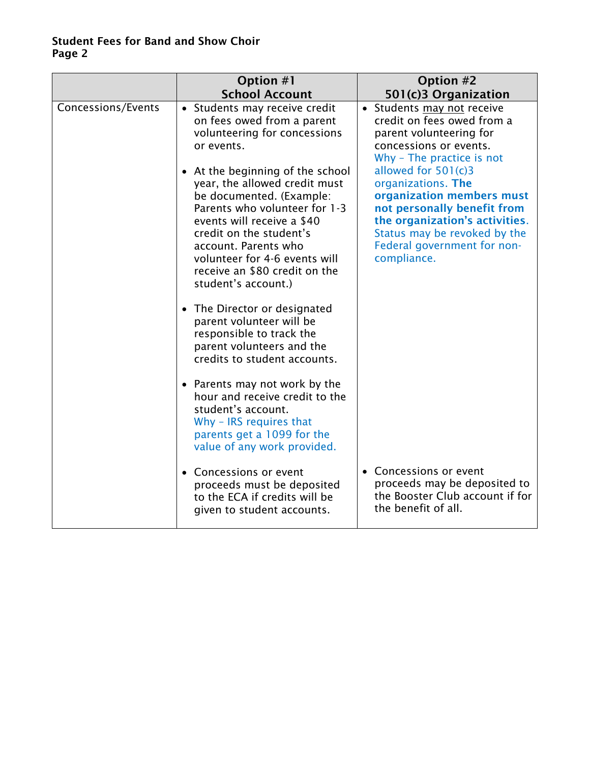**Student Fees for Band and Show Choir**
**Page 2**

| | Option #1 School Account | Option #2 501(c)3 Organization |
|---|---|---|
| Concessions/Events | • Students may receive credit on fees owed from a parent volunteering for concessions or events.<br><br>• At the beginning of the school year, the allowed credit must be documented. (Example: Parents who volunteer for 1-3 events will receive a $40 credit on the student's account. Parents who volunteer for 4-6 events will receive an $80 credit on the student's account.)<br><br>• The Director or designated parent volunteer will be responsible to track the parent volunteers and the credits to student accounts.<br><br>• Parents may not work by the hour and receive credit to the student's account. Why – IRS requires that parents get a 1099 for the value of any work provided.<br><br>• Concessions or event proceeds must be deposited to the ECA if credits will be given to student accounts. | • Students may not receive credit on fees owed from a parent volunteering for concessions or events. Why – The practice is not allowed for 501(c)3 organizations. **The organization members must not personally benefit from the organization's activities**. Status may be revoked by the Federal government for non-compliance.<br><br>• Concessions or event proceeds may be deposited to the Booster Club account if for the benefit of all. |